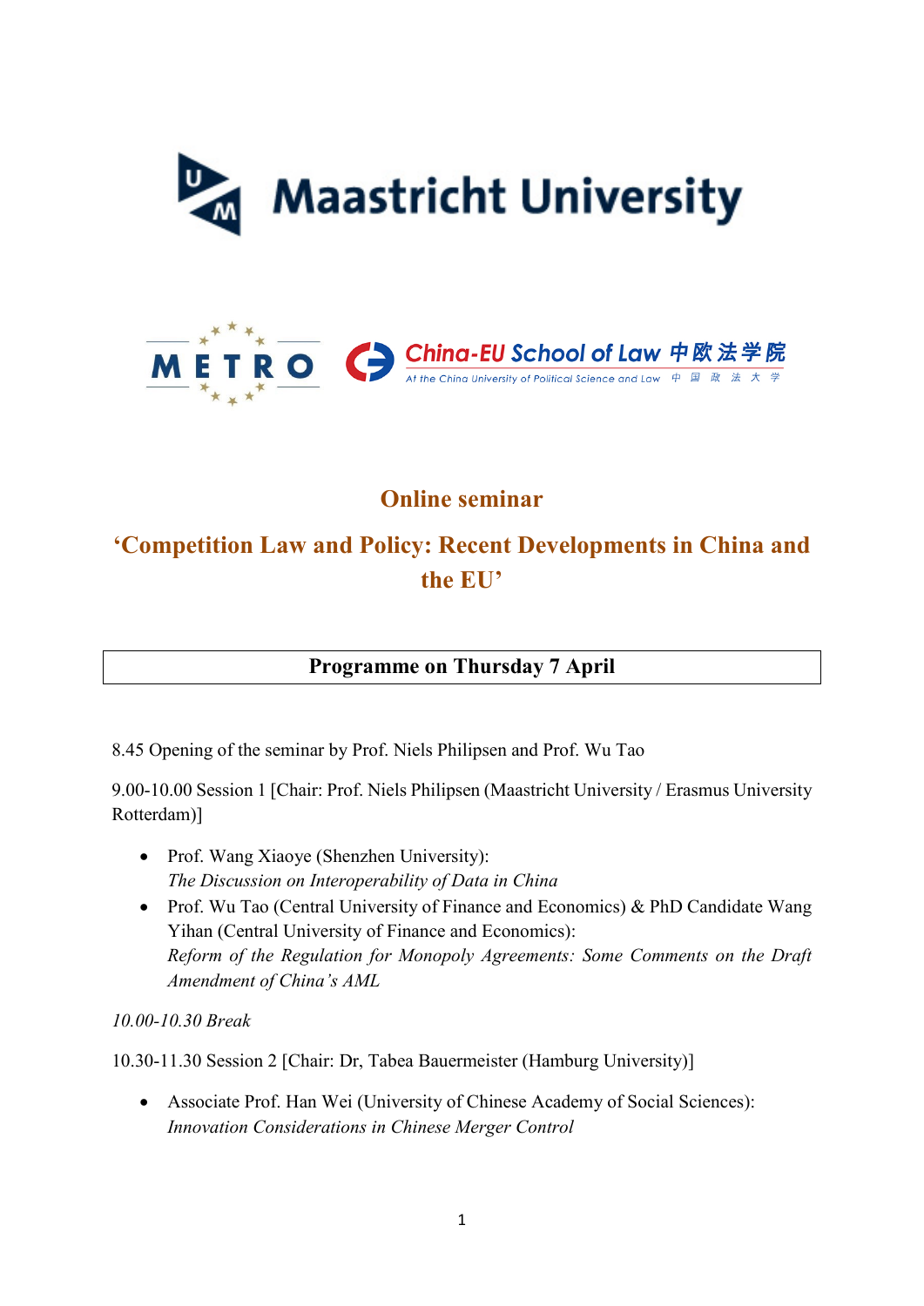Maastricht University

METRO

China-EU School of Law 中欧法学院
At the China University of Political Science and Law 中国政法大学

# Online seminar

# 'Competition Law and Policy: Recent Developments in China and the EU'

## Programme on Thursday 7 April

8.45 Opening of the seminar by Prof. Niels Philipsen and Prof. Wu Tao

9.00-10.00 Session 1 [Chair: Prof. Niels Philipsen (Maastricht University / Erasmus University Rotterdam)]

- Prof. Wang Xiaoye (Shenzhen University):
  *The Discussion on Interoperability of Data in China*
- Prof. Wu Tao (Central University of Finance and Economics) & PhD Candidate Wang Yihan (Central University of Finance and Economics):
  *Reform of the Regulation for Monopoly Agreements: Some Comments on the Draft Amendment of China's AML*

*10.00-10.30 Break*

10.30-11.30 Session 2 [Chair: Dr, Tabea Bauermeister (Hamburg University)]

- Associate Prof. Han Wei (University of Chinese Academy of Social Sciences):
  *Innovation Considerations in Chinese Merger Control*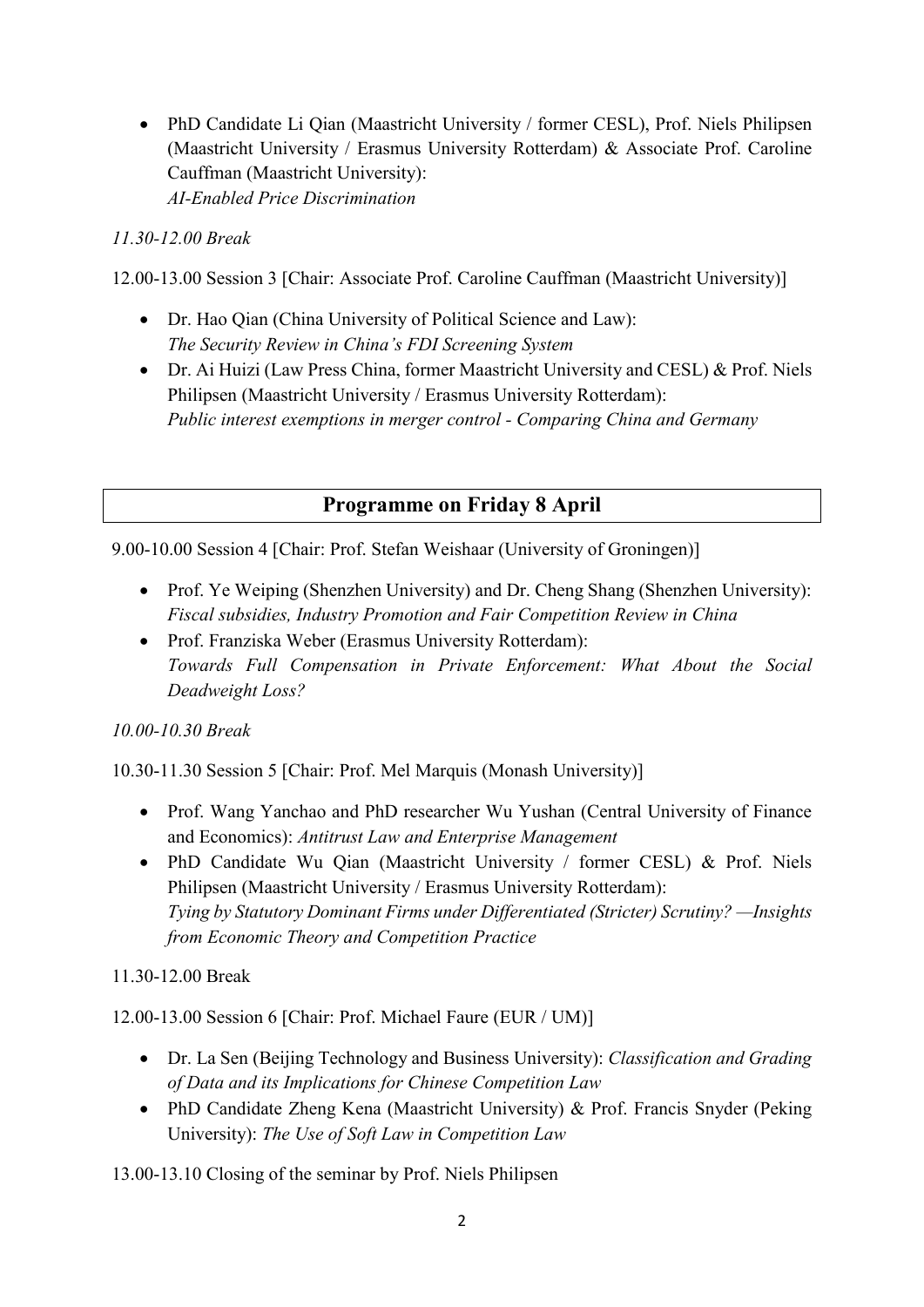- PhD Candidate Li Qian (Maastricht University / former CESL), Prof. Niels Philipsen (Maastricht University / Erasmus University Rotterdam) & Associate Prof. Caroline Cauffman (Maastricht University):
  *AI-Enabled Price Discrimination*

*11.30-12.00 Break*

12.00-13.00 Session 3 [Chair: Associate Prof. Caroline Cauffman (Maastricht University)]

- Dr. Hao Qian (China University of Political Science and Law):
  *The Security Review in China's FDI Screening System*
- Dr. Ai Huizi (Law Press China, former Maastricht University and CESL) & Prof. Niels Philipsen (Maastricht University / Erasmus University Rotterdam):
  *Public interest exemptions in merger control - Comparing China and Germany*

## Programme on Friday 8 April

9.00-10.00 Session 4 [Chair: Prof. Stefan Weishaar (University of Groningen)]

- Prof. Ye Weiping (Shenzhen University) and Dr. Cheng Shang (Shenzhen University):
  *Fiscal subsidies, Industry Promotion and Fair Competition Review in China*
- Prof. Franziska Weber (Erasmus University Rotterdam):
  *Towards Full Compensation in Private Enforcement: What About the Social Deadweight Loss?*

*10.00-10.30 Break*

10.30-11.30 Session 5 [Chair: Prof. Mel Marquis (Monash University)]

- Prof. Wang Yanchao and PhD researcher Wu Yushan (Central University of Finance and Economics): *Antitrust Law and Enterprise Management*
- PhD Candidate Wu Qian (Maastricht University / former CESL) & Prof. Niels Philipsen (Maastricht University / Erasmus University Rotterdam):
  *Tying by Statutory Dominant Firms under Differentiated (Stricter) Scrutiny? —Insights from Economic Theory and Competition Practice*

11.30-12.00 Break

12.00-13.00 Session 6 [Chair: Prof. Michael Faure (EUR / UM)]

- Dr. La Sen (Beijing Technology and Business University): *Classification and Grading of Data and its Implications for Chinese Competition Law*
- PhD Candidate Zheng Kena (Maastricht University) & Prof. Francis Snyder (Peking University): *The Use of Soft Law in Competition Law*

13.00-13.10 Closing of the seminar by Prof. Niels Philipsen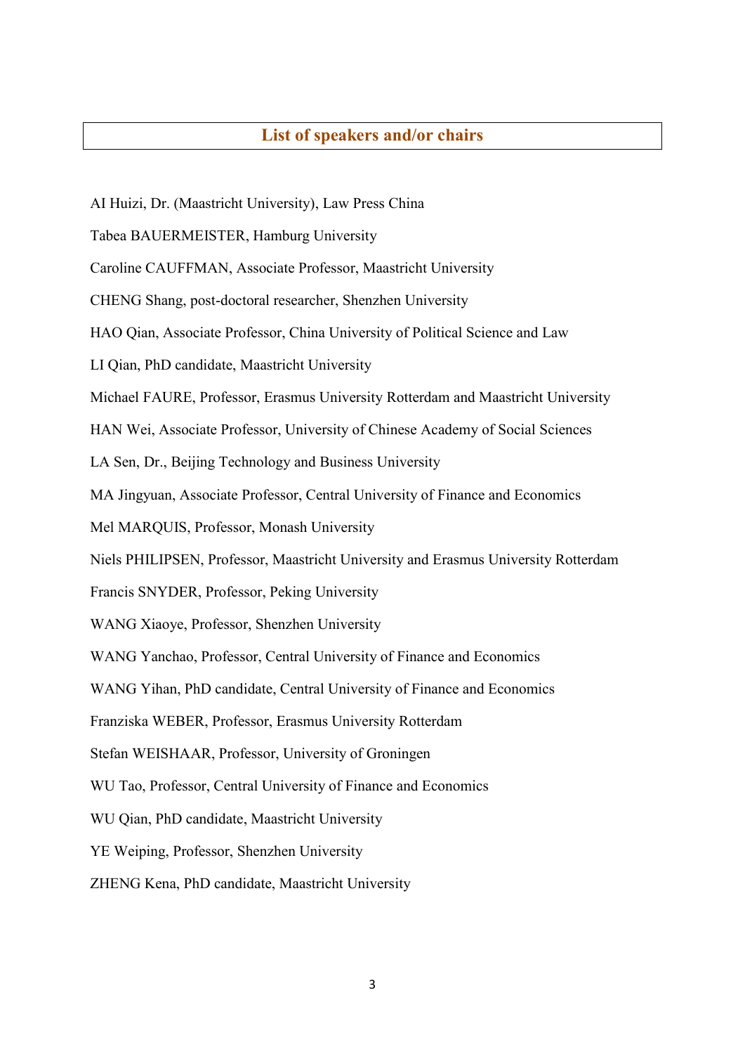## List of speakers and/or chairs

AI Huizi, Dr. (Maastricht University), Law Press China

Tabea BAUERMEISTER, Hamburg University

Caroline CAUFFMAN, Associate Professor, Maastricht University

CHENG Shang, post-doctoral researcher, Shenzhen University

HAO Qian, Associate Professor, China University of Political Science and Law

LI Qian, PhD candidate, Maastricht University

Michael FAURE, Professor, Erasmus University Rotterdam and Maastricht University

HAN Wei, Associate Professor, University of Chinese Academy of Social Sciences

LA Sen, Dr., Beijing Technology and Business University

MA Jingyuan, Associate Professor, Central University of Finance and Economics

Mel MARQUIS, Professor, Monash University

Niels PHILIPSEN, Professor, Maastricht University and Erasmus University Rotterdam

Francis SNYDER, Professor, Peking University

WANG Xiaoye, Professor, Shenzhen University

WANG Yanchao, Professor, Central University of Finance and Economics

WANG Yihan, PhD candidate, Central University of Finance and Economics

Franziska WEBER, Professor, Erasmus University Rotterdam

Stefan WEISHAAR, Professor, University of Groningen

WU Tao, Professor, Central University of Finance and Economics

WU Qian, PhD candidate, Maastricht University

YE Weiping, Professor, Shenzhen University

ZHENG Kena, PhD candidate, Maastricht University